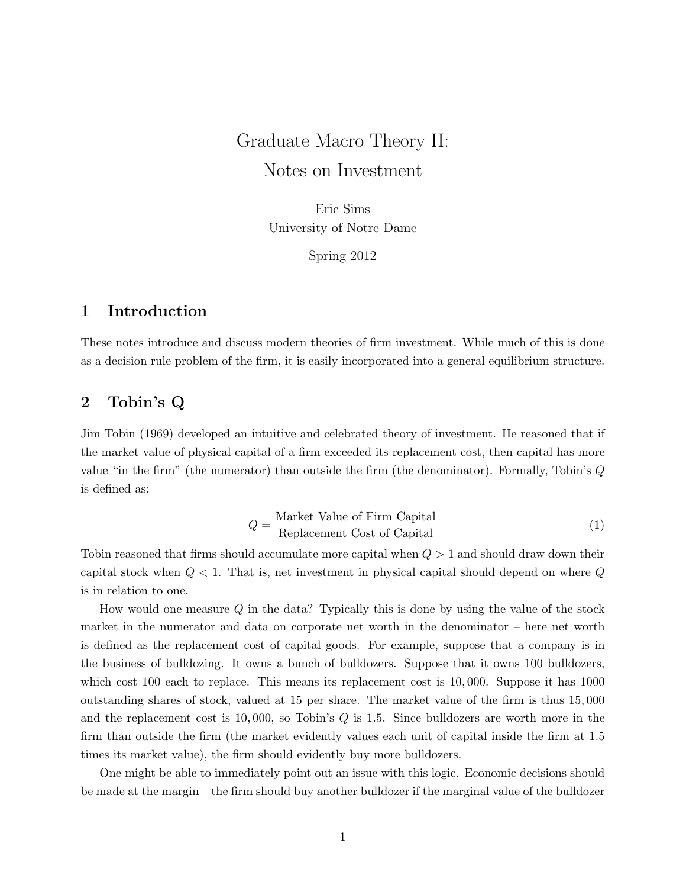# Graduate Macro Theory II: Notes on Investment

Eric Sims
University of Notre Dame

Spring 2012

## 1 Introduction

These notes introduce and discuss modern theories of firm investment. While much of this is done as a decision rule problem of the firm, it is easily incorporated into a general equilibrium structure.

## 2 Tobin's Q

Jim Tobin (1969) developed an intuitive and celebrated theory of investment. He reasoned that if the market value of physical capital of a firm exceeded its replacement cost, then capital has more value "in the firm" (the numerator) than outside the firm (the denominator). Formally, Tobin's $Q$ is defined as:

$$Q = \frac{\text{Market Value of Firm Capital}}{\text{Replacement Cost of Capital}} \tag{1}$$

Tobin reasoned that firms should accumulate more capital when $Q > 1$ and should draw down their capital stock when $Q < 1$. That is, net investment in physical capital should depend on where $Q$ is in relation to one.

How would one measure $Q$ in the data? Typically this is done by using the value of the stock market in the numerator and data on corporate net worth in the denominator – here net worth is defined as the replacement cost of capital goods. For example, suppose that a company is in the business of bulldozing. It owns a bunch of bulldozers. Suppose that it owns 100 bulldozers, which cost 100 each to replace. This means its replacement cost is $10,000$. Suppose it has 1000 outstanding shares of stock, valued at 15 per share. The market value of the firm is thus $15,000$ and the replacement cost is $10,000$, so Tobin's $Q$ is 1.5. Since bulldozers are worth more in the firm than outside the firm (the market evidently values each unit of capital inside the firm at 1.5 times its market value), the firm should evidently buy more bulldozers.

One might be able to immediately point out an issue with this logic. Economic decisions should be made at the margin – the firm should buy another bulldozer if the marginal value of the bulldozer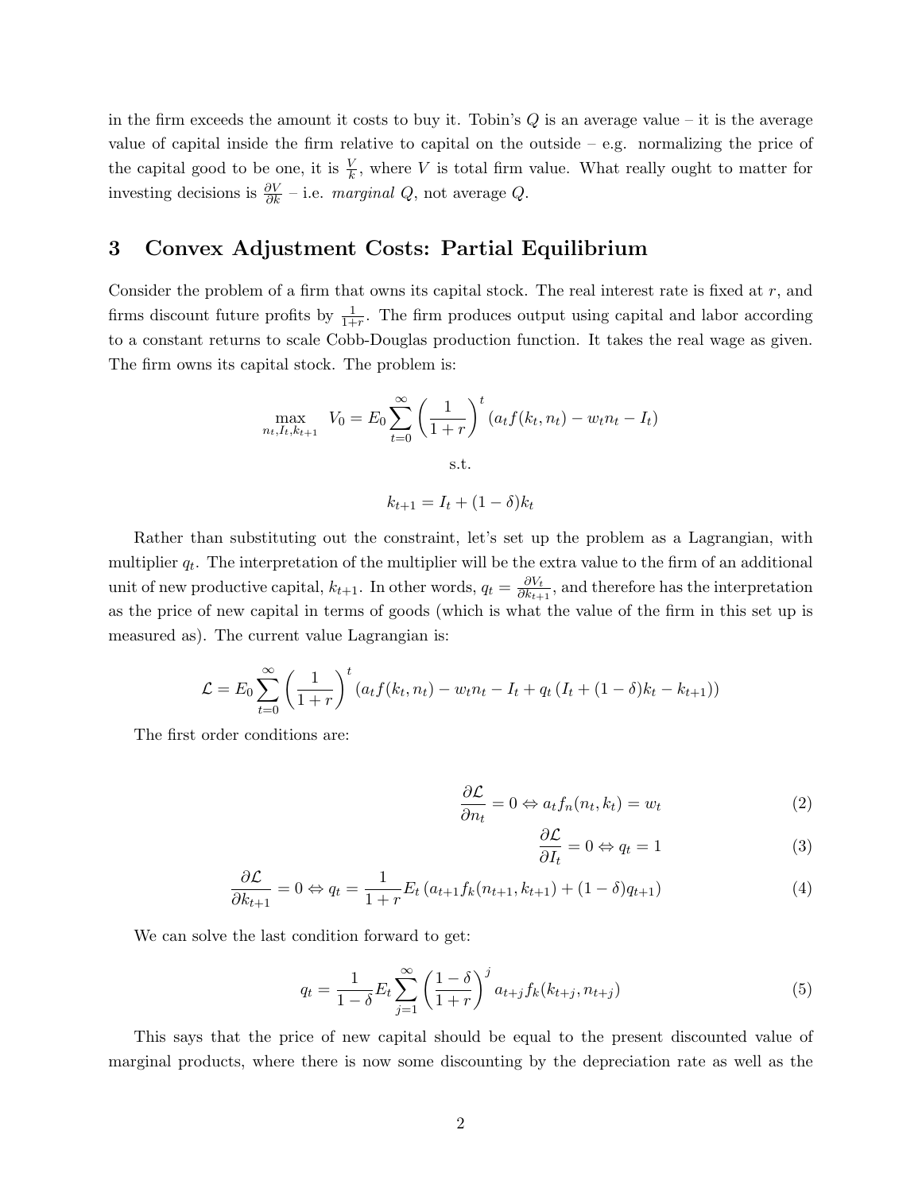in the firm exceeds the amount it costs to buy it. Tobin's $Q$ is an average value – it is the average value of capital inside the firm relative to capital on the outside – e.g. normalizing the price of the capital good to be one, it is $\frac{V}{k}$, where $V$ is total firm value. What really ought to matter for investing decisions is $\frac{\partial V}{\partial k}$ – i.e. *marginal* $Q$, not average $Q$.

## 3 Convex Adjustment Costs: Partial Equilibrium

Consider the problem of a firm that owns its capital stock. The real interest rate is fixed at $r$, and firms discount future profits by $\frac{1}{1+r}$. The firm produces output using capital and labor according to a constant returns to scale Cobb-Douglas production function. It takes the real wage as given. The firm owns its capital stock. The problem is:

$$\max_{n_t, I_t, k_{t+1}} \quad V_0 = E_0 \sum_{t=0}^{\infty} \left(\frac{1}{1+r}\right)^t (a_t f(k_t, n_t) - w_t n_t - I_t)$$

s.t.

$$k_{t+1} = I_t + (1-\delta)k_t$$

Rather than substituting out the constraint, let's set up the problem as a Lagrangian, with multiplier $q_t$. The interpretation of the multiplier will be the extra value to the firm of an additional unit of new productive capital, $k_{t+1}$. In other words, $q_t = \frac{\partial V_t}{\partial k_{t+1}}$, and therefore has the interpretation as the price of new capital in terms of goods (which is what the value of the firm in this set up is measured as). The current value Lagrangian is:

$$\mathcal{L} = E_0 \sum_{t=0}^{\infty} \left(\frac{1}{1+r}\right)^t (a_t f(k_t, n_t) - w_t n_t - I_t + q_t (I_t + (1-\delta)k_t - k_{t+1}))$$

The first order conditions are:

$$\frac{\partial \mathcal{L}}{\partial n_t} = 0 \Leftrightarrow a_t f_n(n_t, k_t) = w_t \tag{2}$$

$$\frac{\partial \mathcal{L}}{\partial I_t} = 0 \Leftrightarrow q_t = 1 \tag{3}$$

$$\frac{\partial \mathcal{L}}{\partial k_{t+1}} = 0 \Leftrightarrow q_t = \frac{1}{1+r} E_t \left(a_{t+1} f_k(n_{t+1}, k_{t+1}) + (1-\delta) q_{t+1}\right) \tag{4}$$

We can solve the last condition forward to get:

$$q_t = \frac{1}{1-\delta} E_t \sum_{j=1}^{\infty} \left(\frac{1-\delta}{1+r}\right)^j a_{t+j} f_k(k_{t+j}, n_{t+j}) \tag{5}$$

This says that the price of new capital should be equal to the present discounted value of marginal products, where there is now some discounting by the depreciation rate as well as the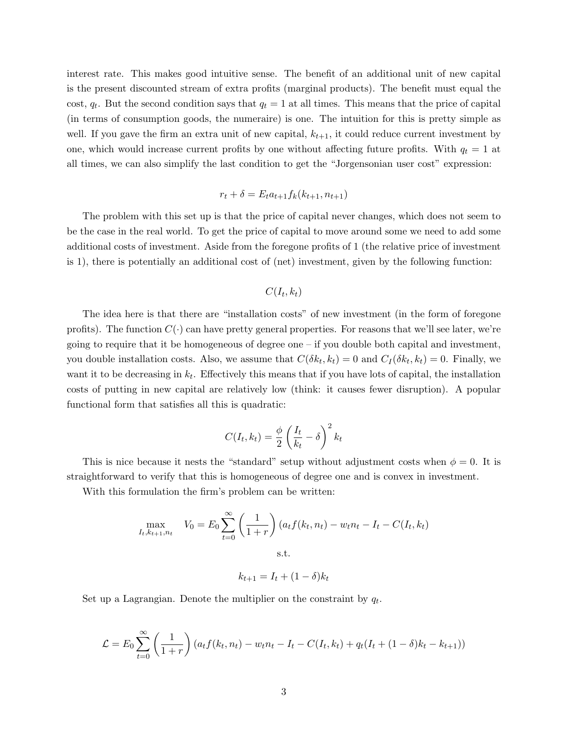interest rate. This makes good intuitive sense. The benefit of an additional unit of new capital is the present discounted stream of extra profits (marginal products). The benefit must equal the cost, $q_t$. But the second condition says that $q_t = 1$ at all times. This means that the price of capital (in terms of consumption goods, the numeraire) is one. The intuition for this is pretty simple as well. If you gave the firm an extra unit of new capital, $k_{t+1}$, it could reduce current investment by one, which would increase current profits by one without affecting future profits. With $q_t = 1$ at all times, we can also simplify the last condition to get the "Jorgensonian user cost" expression:

$$r_t + \delta = E_t a_{t+1} f_k(k_{t+1}, n_{t+1})$$

The problem with this set up is that the price of capital never changes, which does not seem to be the case in the real world. To get the price of capital to move around some we need to add some additional costs of investment. Aside from the foregone profits of 1 (the relative price of investment is 1), there is potentially an additional cost of (net) investment, given by the following function:

$$C(I_t, k_t)$$

The idea here is that there are "installation costs" of new investment (in the form of foregone profits). The function $C(\cdot)$ can have pretty general properties. For reasons that we'll see later, we're going to require that it be homogeneous of degree one – if you double both capital and investment, you double installation costs. Also, we assume that $C(\delta k_t, k_t) = 0$ and $C_I(\delta k_t, k_t) = 0$. Finally, we want it to be decreasing in $k_t$. Effectively this means that if you have lots of capital, the installation costs of putting in new capital are relatively low (think: it causes fewer disruption). A popular functional form that satisfies all this is quadratic:

$$C(I_t, k_t) = \frac{\phi}{2}\left(\frac{I_t}{k_t} - \delta\right)^2 k_t$$

This is nice because it nests the "standard" setup without adjustment costs when $\phi = 0$. It is straightforward to verify that this is homogeneous of degree one and is convex in investment.

With this formulation the firm's problem can be written:

$$\max_{I_t, k_{t+1}, n_t} \quad V_0 = E_0 \sum_{t=0}^{\infty} \left(\frac{1}{1+r}\right)(a_t f(k_t, n_t) - w_t n_t - I_t - C(I_t, k_t)$$

s.t.

$$k_{t+1} = I_t + (1 - \delta)k_t$$

Set up a Lagrangian. Denote the multiplier on the constraint by $q_t$.

$$\mathcal{L} = E_0 \sum_{t=0}^{\infty} \left(\frac{1}{1+r}\right)(a_t f(k_t, n_t) - w_t n_t - I_t - C(I_t, k_t) + q_t(I_t + (1 - \delta)k_t - k_{t+1}))$$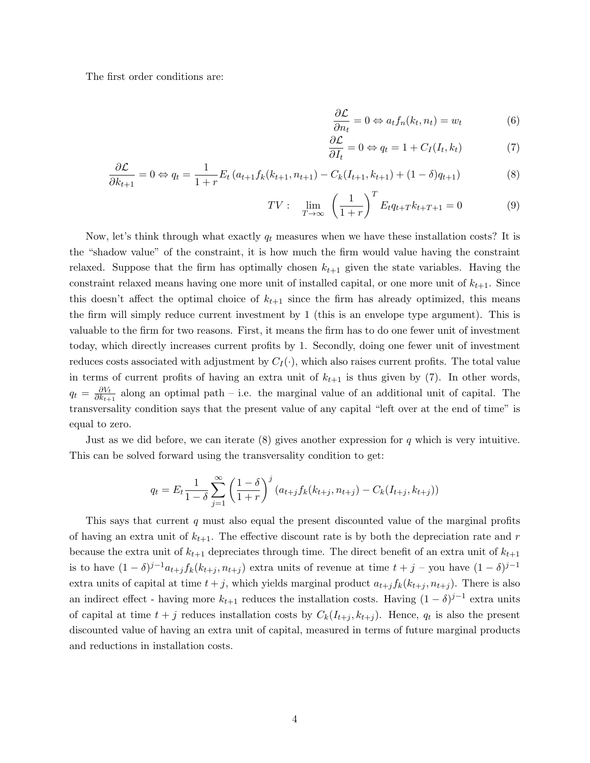The first order conditions are:

$$\frac{\partial \mathcal{L}}{\partial n_t} = 0 \Leftrightarrow a_t f_n(k_t, n_t) = w_t \tag{6}$$

$$\frac{\partial \mathcal{L}}{\partial I_t} = 0 \Leftrightarrow q_t = 1 + C_I(I_t, k_t) \tag{7}$$

$$\frac{\partial \mathcal{L}}{\partial k_{t+1}} = 0 \Leftrightarrow q_t = \frac{1}{1+r} E_t \left( a_{t+1} f_k(k_{t+1}, n_{t+1}) - C_k(I_{t+1}, k_{t+1}) + (1-\delta) q_{t+1} \right) \tag{8}$$

$$TV: \quad \lim_{T \to \infty} \left( \frac{1}{1+r} \right)^T E_t q_{t+T} k_{t+T+1} = 0 \tag{9}$$

Now, let's think through what exactly $q_t$ measures when we have these installation costs? It is the "shadow value" of the constraint, it is how much the firm would value having the constraint relaxed. Suppose that the firm has optimally chosen $k_{t+1}$ given the state variables. Having the constraint relaxed means having one more unit of installed capital, or one more unit of $k_{t+1}$. Since this doesn't affect the optimal choice of $k_{t+1}$ since the firm has already optimized, this means the firm will simply reduce current investment by 1 (this is an envelope type argument). This is valuable to the firm for two reasons. First, it means the firm has to do one fewer unit of investment today, which directly increases current profits by 1. Secondly, doing one fewer unit of investment reduces costs associated with adjustment by $C_I(\cdot)$, which also raises current profits. The total value in terms of current profits of having an extra unit of $k_{t+1}$ is thus given by (7). In other words, $q_t = \frac{\partial V_t}{\partial k_{t+1}}$ along an optimal path – i.e. the marginal value of an additional unit of capital. The transversality condition says that the present value of any capital "left over at the end of time" is equal to zero.

Just as we did before, we can iterate (8) gives another expression for $q$ which is very intuitive. This can be solved forward using the transversality condition to get:

$$q_t = E_t \frac{1}{1-\delta} \sum_{j=1}^{\infty} \left( \frac{1-\delta}{1+r} \right)^j \left( a_{t+j} f_k(k_{t+j}, n_{t+j}) - C_k(I_{t+j}, k_{t+j}) \right)$$

This says that current $q$ must also equal the present discounted value of the marginal profits of having an extra unit of $k_{t+1}$. The effective discount rate is by both the depreciation rate and $r$ because the extra unit of $k_{t+1}$ depreciates through time. The direct benefit of an extra unit of $k_{t+1}$ is to have $(1-\delta)^{j-1} a_{t+j} f_k(k_{t+j}, n_{t+j})$ extra units of revenue at time $t+j$ – you have $(1-\delta)^{j-1}$ extra units of capital at time $t+j$, which yields marginal product $a_{t+j} f_k(k_{t+j}, n_{t+j})$. There is also an indirect effect - having more $k_{t+1}$ reduces the installation costs. Having $(1-\delta)^{j-1}$ extra units of capital at time $t+j$ reduces installation costs by $C_k(I_{t+j}, k_{t+j})$. Hence, $q_t$ is also the present discounted value of having an extra unit of capital, measured in terms of future marginal products and reductions in installation costs.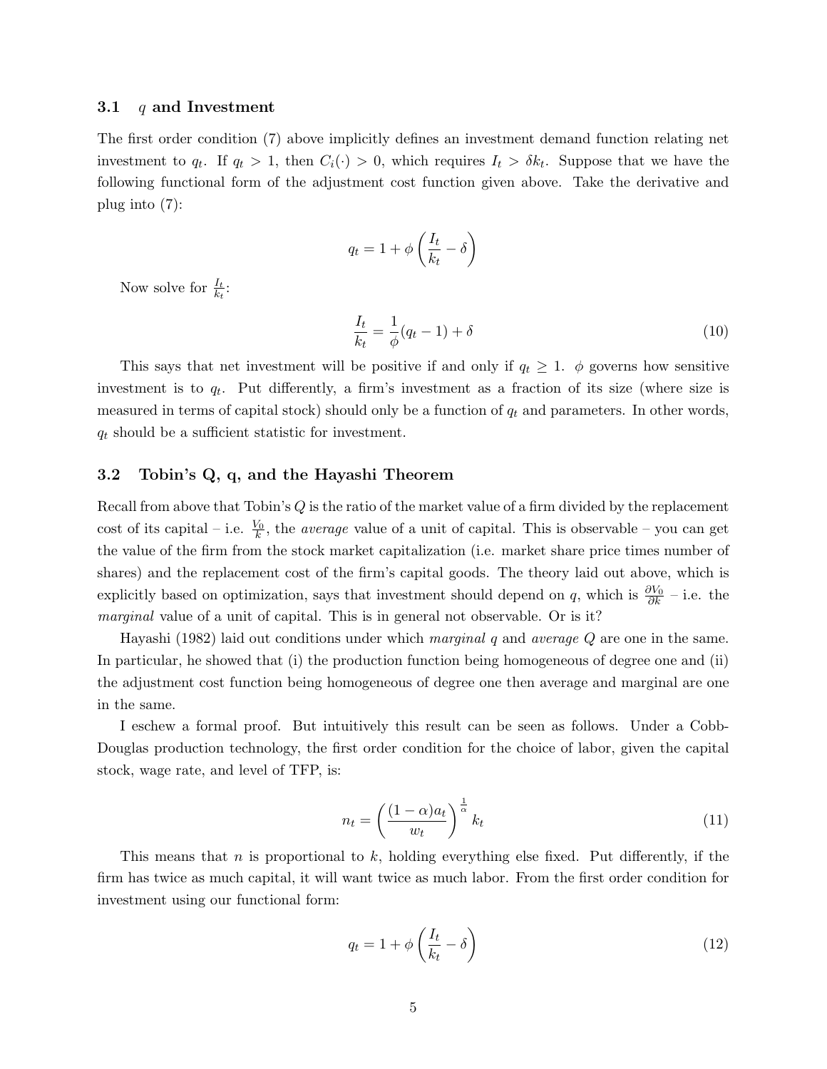### 3.1 $q$ and Investment

The first order condition (7) above implicitly defines an investment demand function relating net investment to $q_t$. If $q_t > 1$, then $C_i(\cdot) > 0$, which requires $I_t > \delta k_t$. Suppose that we have the following functional form of the adjustment cost function given above. Take the derivative and plug into (7):

$$q_t = 1 + \phi \left( \frac{I_t}{k_t} - \delta \right)$$

Now solve for $\frac{I_t}{k_t}$:

$$\frac{I_t}{k_t} = \frac{1}{\phi}(q_t - 1) + \delta \tag{10}$$

This says that net investment will be positive if and only if $q_t \geq 1$. $\phi$ governs how sensitive investment is to $q_t$. Put differently, a firm's investment as a fraction of its size (where size is measured in terms of capital stock) should only be a function of $q_t$ and parameters. In other words, $q_t$ should be a sufficient statistic for investment.

### 3.2 Tobin's Q, q, and the Hayashi Theorem

Recall from above that Tobin's $Q$ is the ratio of the market value of a firm divided by the replacement cost of its capital – i.e. $\frac{V_0}{k}$, the *average* value of a unit of capital. This is observable – you can get the value of the firm from the stock market capitalization (i.e. market share price times number of shares) and the replacement cost of the firm's capital goods. The theory laid out above, which is explicitly based on optimization, says that investment should depend on $q$, which is $\frac{\partial V_0}{\partial k}$ – i.e. the *marginal* value of a unit of capital. This is in general not observable. Or is it?

Hayashi (1982) laid out conditions under which *marginal* $q$ and *average* $Q$ are one in the same. In particular, he showed that (i) the production function being homogeneous of degree one and (ii) the adjustment cost function being homogeneous of degree one then average and marginal are one in the same.

I eschew a formal proof. But intuitively this result can be seen as follows. Under a Cobb-Douglas production technology, the first order condition for the choice of labor, given the capital stock, wage rate, and level of TFP, is:

$$n_t = \left( \frac{(1-\alpha)a_t}{w_t} \right)^{\frac{1}{\alpha}} k_t \tag{11}$$

This means that $n$ is proportional to $k$, holding everything else fixed. Put differently, if the firm has twice as much capital, it will want twice as much labor. From the first order condition for investment using our functional form:

$$q_t = 1 + \phi \left( \frac{I_t}{k_t} - \delta \right) \tag{12}$$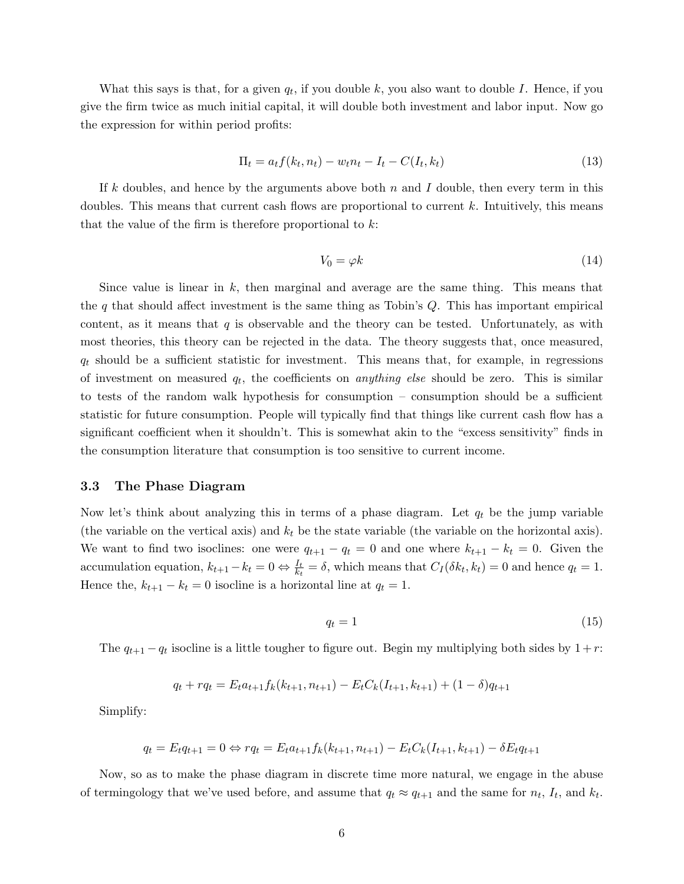What this says is that, for a given $q_t$, if you double $k$, you also want to double $I$. Hence, if you give the firm twice as much initial capital, it will double both investment and labor input. Now go the expression for within period profits:

$$\Pi_t = a_t f(k_t, n_t) - w_t n_t - I_t - C(I_t, k_t) \tag{13}$$

If $k$ doubles, and hence by the arguments above both $n$ and $I$ double, then every term in this doubles. This means that current cash flows are proportional to current $k$. Intuitively, this means that the value of the firm is therefore proportional to $k$:

$$V_0 = \varphi k \tag{14}$$

Since value is linear in $k$, then marginal and average are the same thing. This means that the $q$ that should affect investment is the same thing as Tobin's $Q$. This has important empirical content, as it means that $q$ is observable and the theory can be tested. Unfortunately, as with most theories, this theory can be rejected in the data. The theory suggests that, once measured, $q_t$ should be a sufficient statistic for investment. This means that, for example, in regressions of investment on measured $q_t$, the coefficients on *anything else* should be zero. This is similar to tests of the random walk hypothesis for consumption – consumption should be a sufficient statistic for future consumption. People will typically find that things like current cash flow has a significant coefficient when it shouldn't. This is somewhat akin to the "excess sensitivity" finds in the consumption literature that consumption is too sensitive to current income.

### 3.3 The Phase Diagram

Now let's think about analyzing this in terms of a phase diagram. Let $q_t$ be the jump variable (the variable on the vertical axis) and $k_t$ be the state variable (the variable on the horizontal axis). We want to find two isoclines: one were $q_{t+1} - q_t = 0$ and one where $k_{t+1} - k_t = 0$. Given the accumulation equation, $k_{t+1} - k_t = 0 \Leftrightarrow \frac{I_t}{k_t} = \delta$, which means that $C_I(\delta k_t, k_t) = 0$ and hence $q_t = 1$. Hence the, $k_{t+1} - k_t = 0$ isocline is a horizontal line at $q_t = 1$.

$$q_t = 1 \tag{15}$$

The $q_{t+1} - q_t$ isocline is a little tougher to figure out. Begin my multiplying both sides by $1 + r$:

$$q_t + rq_t = E_t a_{t+1} f_k(k_{t+1}, n_{t+1}) - E_t C_k(I_{t+1}, k_{t+1}) + (1 - \delta) q_{t+1}$$

Simplify:

$$q_t = E_t q_{t+1} = 0 \Leftrightarrow rq_t = E_t a_{t+1} f_k(k_{t+1}, n_{t+1}) - E_t C_k(I_{t+1}, k_{t+1}) - \delta E_t q_{t+1}$$

Now, so as to make the phase diagram in discrete time more natural, we engage in the abuse of termingology that we've used before, and assume that $q_t \approx q_{t+1}$ and the same for $n_t$, $I_t$, and $k_t$.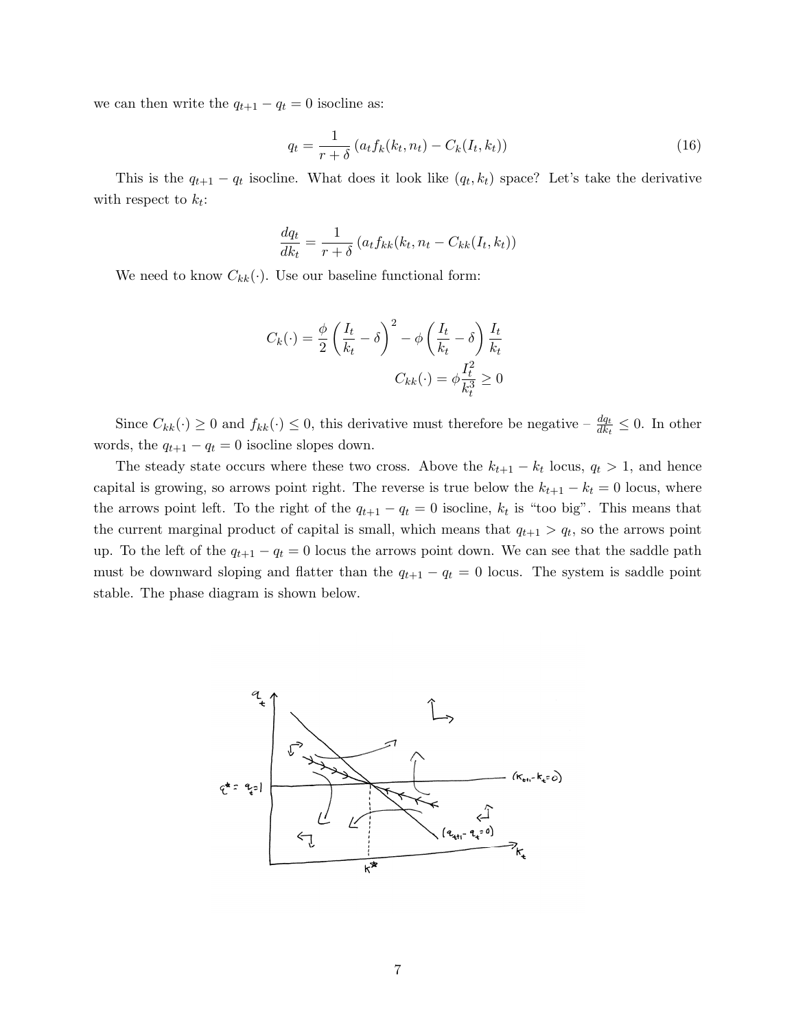we can then write the $q_{t+1} - q_t = 0$ isocline as:

$$q_t = \frac{1}{r+\delta}\left(a_t f_k(k_t, n_t) - C_k(I_t, k_t)\right) \tag{16}$$

This is the $q_{t+1} - q_t$ isocline. What does it look like $(q_t, k_t)$ space? Let's take the derivative with respect to $k_t$:

$$\frac{dq_t}{dk_t} = \frac{1}{r+\delta}\left(a_t f_{kk}(k_t, n_t - C_{kk}(I_t, k_t)\right)$$

We need to know $C_{kk}(\cdot)$. Use our baseline functional form:

$$C_k(\cdot) = \frac{\phi}{2}\left(\frac{I_t}{k_t} - \delta\right)^2 - \phi\left(\frac{I_t}{k_t} - \delta\right)\frac{I_t}{k_t}$$

$$C_{kk}(\cdot) = \phi\frac{I_t^2}{k_t^3} \geq 0$$

Since $C_{kk}(\cdot) \geq 0$ and $f_{kk}(\cdot) \leq 0$, this derivative must therefore be negative – $\frac{dq_t}{dk_t} \leq 0$. In other words, the $q_{t+1} - q_t = 0$ isocline slopes down.

The steady state occurs where these two cross. Above the $k_{t+1} - k_t$ locus, $q_t > 1$, and hence capital is growing, so arrows point right. The reverse is true below the $k_{t+1} - k_t = 0$ locus, where the arrows point left. To the right of the $q_{t+1} - q_t = 0$ isocline, $k_t$ is "too big". This means that the current marginal product of capital is small, which means that $q_{t+1} > q_t$, so the arrows point up. To the left of the $q_{t+1} - q_t = 0$ locus the arrows point down. We can see that the saddle path must be downward sloping and flatter than the $q_{t+1} - q_t = 0$ locus. The system is saddle point stable. The phase diagram is shown below.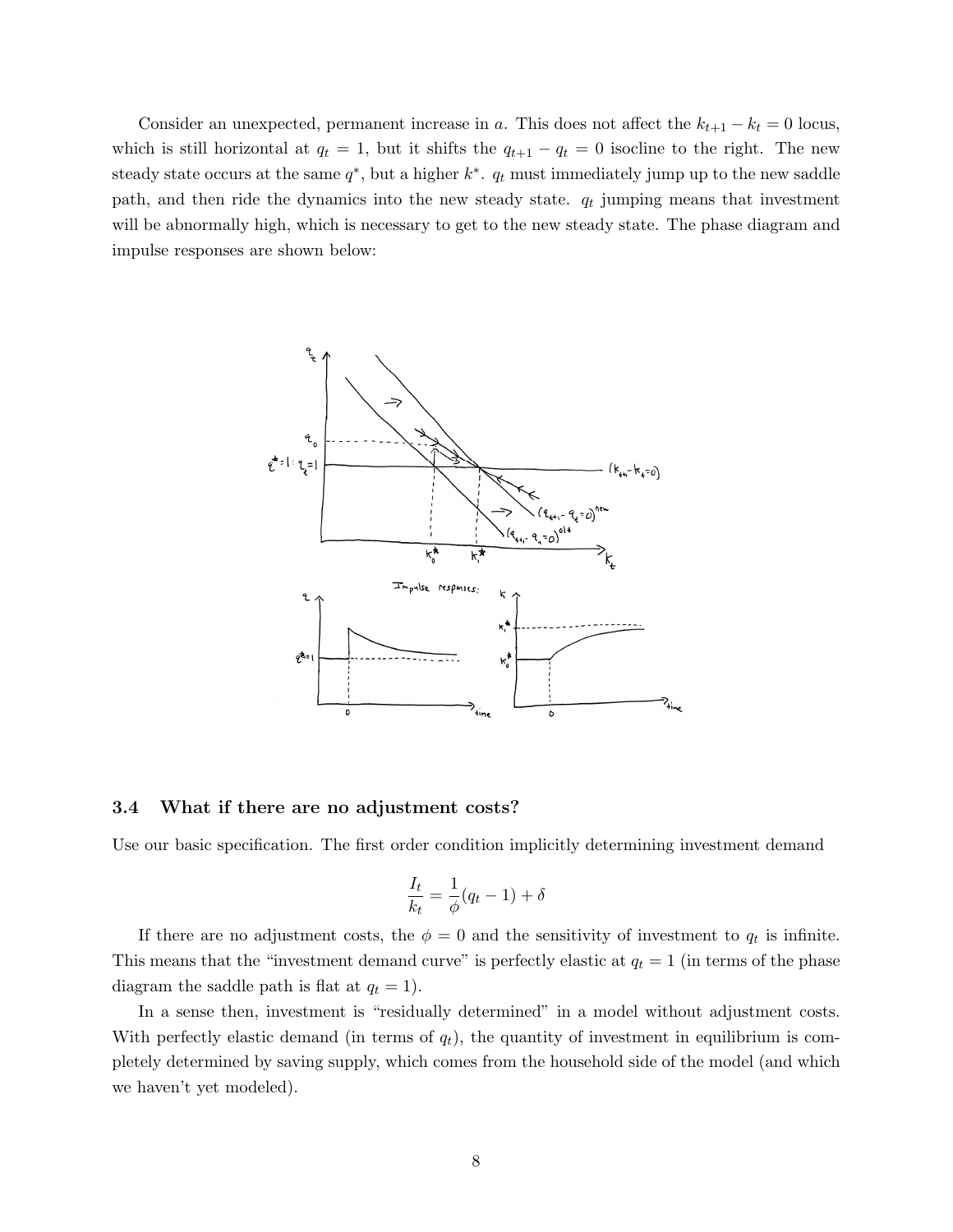Consider an unexpected, permanent increase in $a$. This does not affect the $k_{t+1} - k_t = 0$ locus, which is still horizontal at $q_t = 1$, but it shifts the $q_{t+1} - q_t = 0$ isocline to the right. The new steady state occurs at the same $q^*$, but a higher $k^*$. $q_t$ must immediately jump up to the new saddle path, and then ride the dynamics into the new steady state. $q_t$ jumping means that investment will be abnormally high, which is necessary to get to the new steady state. The phase diagram and impulse responses are shown below:

### 3.4 What if there are no adjustment costs?

Use our basic specification. The first order condition implicitly determining investment demand

$$\frac{I_t}{k_t} = \frac{1}{\phi}(q_t - 1) + \delta$$

If there are no adjustment costs, the $\phi = 0$ and the sensitivity of investment to $q_t$ is infinite. This means that the "investment demand curve" is perfectly elastic at $q_t = 1$ (in terms of the phase diagram the saddle path is flat at $q_t = 1$).

In a sense then, investment is "residually determined" in a model without adjustment costs. With perfectly elastic demand (in terms of $q_t$), the quantity of investment in equilibrium is completely determined by saving supply, which comes from the household side of the model (and which we haven't yet modeled).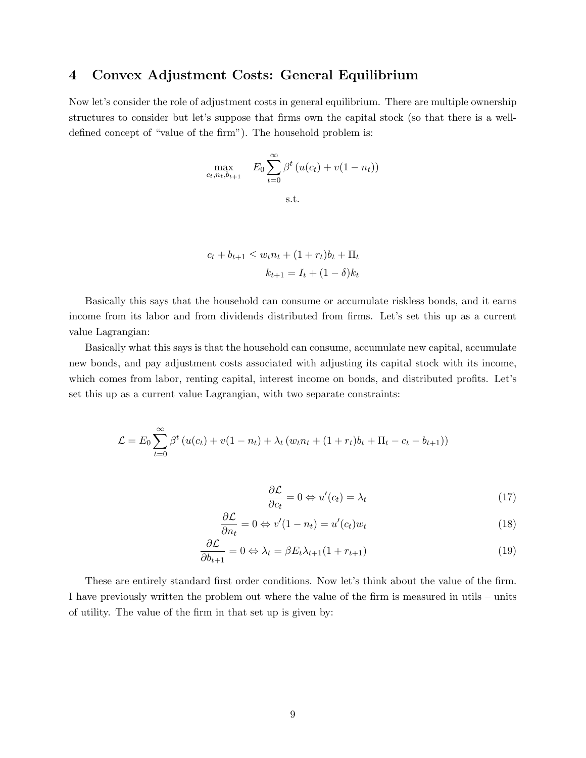## 4 Convex Adjustment Costs: General Equilibrium

Now let's consider the role of adjustment costs in general equilibrium. There are multiple ownership structures to consider but let's suppose that firms own the capital stock (so that there is a well-defined concept of "value of the firm"). The household problem is:

$$\max_{c_t, n_t, b_{t+1}} \quad E_0 \sum_{t=0}^{\infty} \beta^t \left( u(c_t) + v(1 - n_t) \right)$$

s.t.

$$c_t + b_{t+1} \leq w_t n_t + (1 + r_t) b_t + \Pi_t$$

$$k_{t+1} = I_t + (1 - \delta) k_t$$

Basically this says that the household can consume or accumulate riskless bonds, and it earns income from its labor and from dividends distributed from firms. Let's set this up as a current value Lagrangian:

Basically what this says is that the household can consume, accumulate new capital, accumulate new bonds, and pay adjustment costs associated with adjusting its capital stock with its income, which comes from labor, renting capital, interest income on bonds, and distributed profits. Let's set this up as a current value Lagrangian, with two separate constraints:

$$\mathcal{L} = E_0 \sum_{t=0}^{\infty} \beta^t \left( u(c_t) + v(1 - n_t) + \lambda_t \left( w_t n_t + (1 + r_t) b_t + \Pi_t - c_t - b_{t+1} \right) \right)$$

$$\frac{\partial \mathcal{L}}{\partial c_t} = 0 \Leftrightarrow u'(c_t) = \lambda_t \tag{17}$$

$$\frac{\partial \mathcal{L}}{\partial n_t} = 0 \Leftrightarrow v'(1 - n_t) = u'(c_t) w_t \tag{18}$$

$$\frac{\partial \mathcal{L}}{\partial b_{t+1}} = 0 \Leftrightarrow \lambda_t = \beta E_t \lambda_{t+1} (1 + r_{t+1}) \tag{19}$$

These are entirely standard first order conditions. Now let's think about the value of the firm. I have previously written the problem out where the value of the firm is measured in utils – units of utility. The value of the firm in that set up is given by: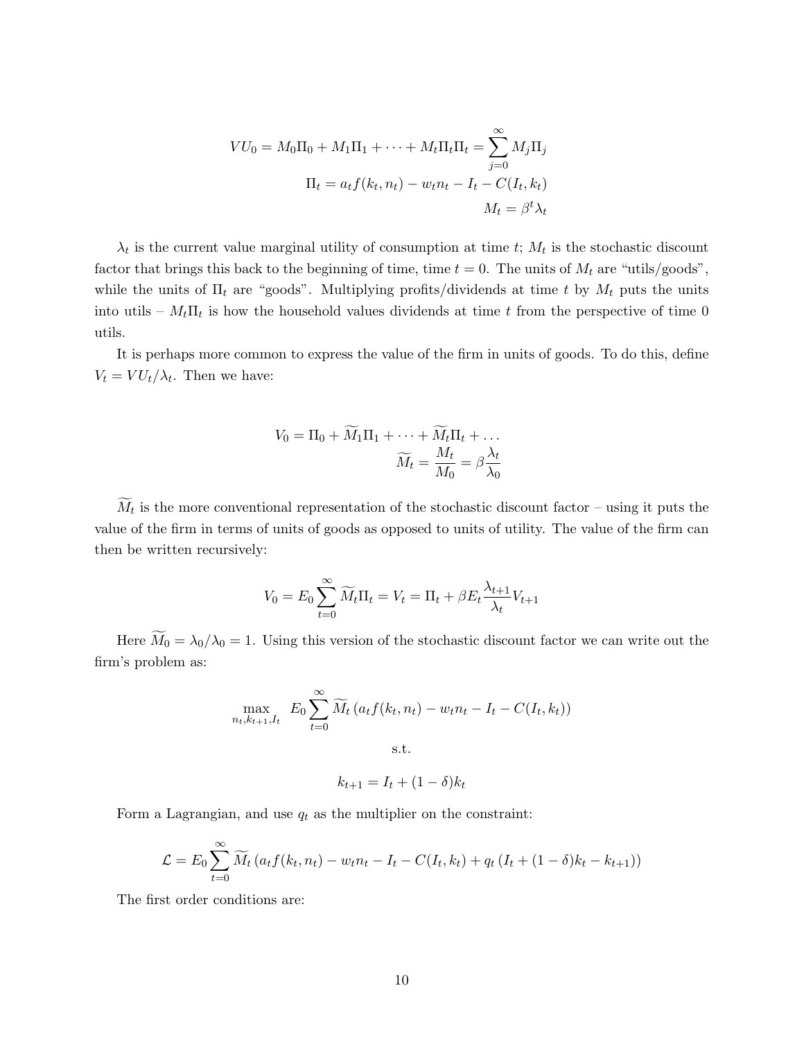$$VU_0 = M_0\Pi_0 + M_1\Pi_1 + \dots + M_t\Pi_t\Pi_t = \sum_{j=0}^{\infty} M_j\Pi_j$$

$$\Pi_t = a_t f(k_t, n_t) - w_t n_t - I_t - C(I_t, k_t)$$

$$M_t = \beta^t \lambda_t$$

$\lambda_t$ is the current value marginal utility of consumption at time $t$; $M_t$ is the stochastic discount factor that brings this back to the beginning of time, time $t = 0$. The units of $M_t$ are "utils/goods", while the units of $\Pi_t$ are "goods". Multiplying profits/dividends at time $t$ by $M_t$ puts the units into utils – $M_t\Pi_t$ is how the household values dividends at time $t$ from the perspective of time 0 utils.

It is perhaps more common to express the value of the firm in units of goods. To do this, define $V_t = VU_t/\lambda_t$. Then we have:

$$V_0 = \Pi_0 + \widetilde{M_1}\Pi_1 + \dots + \widetilde{M_t}\Pi_t + \dots$$

$$\widetilde{M_t} = \frac{M_t}{M_0} = \beta\frac{\lambda_t}{\lambda_0}$$

$\widetilde{M_t}$ is the more conventional representation of the stochastic discount factor – using it puts the value of the firm in terms of units of goods as opposed to units of utility. The value of the firm can then be written recursively:

$$V_0 = E_0 \sum_{t=0}^{\infty} \widetilde{M_t}\Pi_t = V_t = \Pi_t + \beta E_t \frac{\lambda_{t+1}}{\lambda_t} V_{t+1}$$

Here $\widetilde{M_0} = \lambda_0/\lambda_0 = 1$. Using this version of the stochastic discount factor we can write out the firm's problem as:

$$\max_{n_t, k_{t+1}, I_t} \quad E_0 \sum_{t=0}^{\infty} \widetilde{M_t}\left(a_t f(k_t, n_t) - w_t n_t - I_t - C(I_t, k_t)\right)$$

s.t.

$$k_{t+1} = I_t + (1-\delta)k_t$$

Form a Lagrangian, and use $q_t$ as the multiplier on the constraint:

$$\mathcal{L} = E_0 \sum_{t=0}^{\infty} \widetilde{M_t}\left(a_t f(k_t, n_t) - w_t n_t - I_t - C(I_t, k_t) + q_t\left(I_t + (1-\delta)k_t - k_{t+1}\right)\right)$$

The first order conditions are: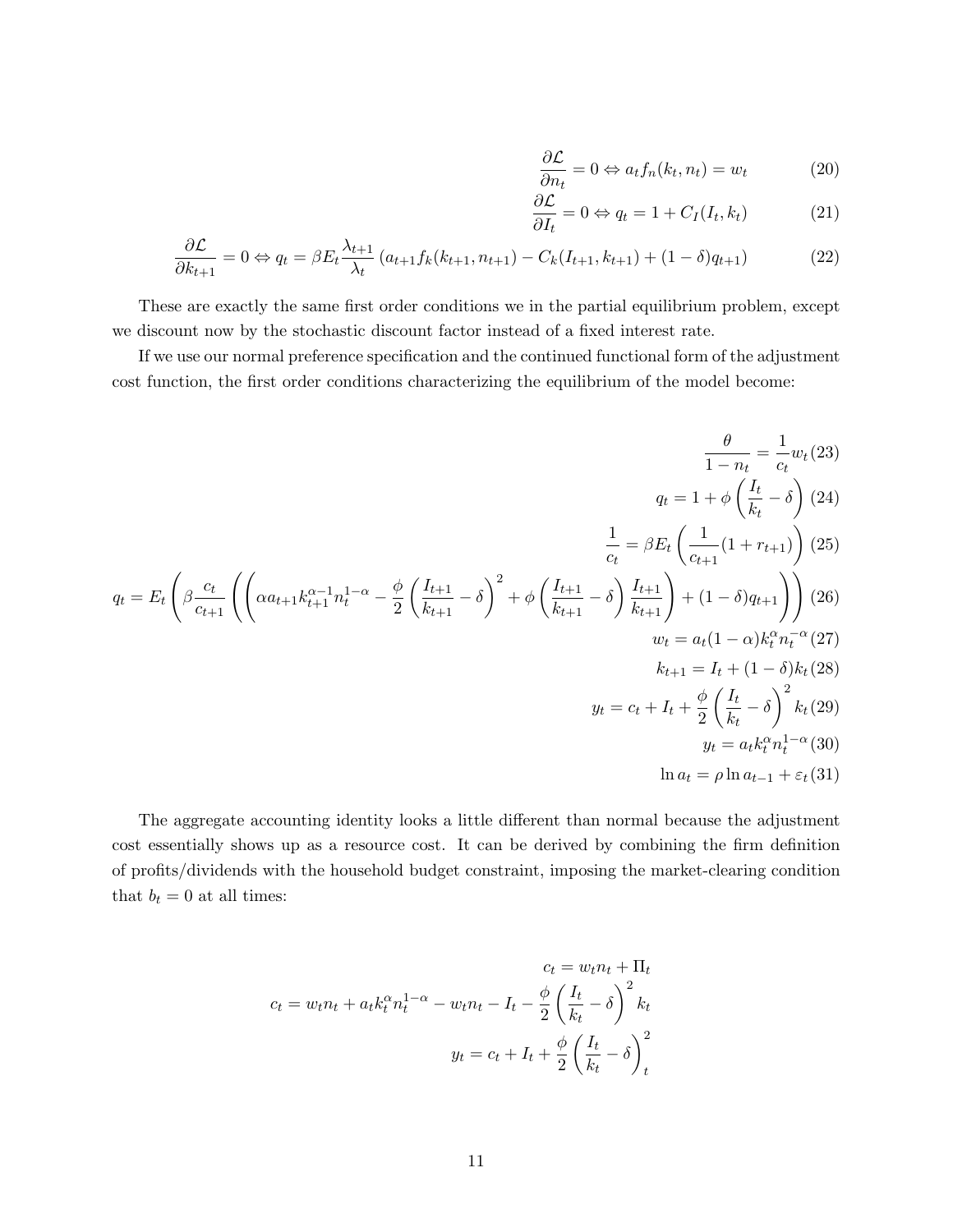$$\frac{\partial \mathcal{L}}{\partial n_t} = 0 \Leftrightarrow a_t f_n(k_t, n_t) = w_t \tag{20}$$

$$\frac{\partial \mathcal{L}}{\partial I_t} = 0 \Leftrightarrow q_t = 1 + C_I(I_t, k_t) \tag{21}$$

$$\frac{\partial \mathcal{L}}{\partial k_{t+1}} = 0 \Leftrightarrow q_t = \beta E_t \frac{\lambda_{t+1}}{\lambda_t} \left( a_{t+1} f_k(k_{t+1}, n_{t+1}) - C_k(I_{t+1}, k_{t+1}) + (1-\delta) q_{t+1} \right) \tag{22}$$

These are exactly the same first order conditions we in the partial equilibrium problem, except we discount now by the stochastic discount factor instead of a fixed interest rate.

If we use our normal preference specification and the continued functional form of the adjustment cost function, the first order conditions characterizing the equilibrium of the model become:

$$\frac{\theta}{1-n_t} = \frac{1}{c_t} w_t \tag{23}$$

$$q_t = 1 + \phi \left( \frac{I_t}{k_t} - \delta \right) \tag{24}$$

$$\frac{1}{c_t} = \beta E_t \left( \frac{1}{c_{t+1}} (1 + r_{t+1}) \right) \tag{25}$$

$$q_t = E_t \left( \beta \frac{c_t}{c_{t+1}} \left( \left( \alpha a_{t+1} k_{t+1}^{\alpha-1} n_t^{1-\alpha} - \frac{\phi}{2} \left( \frac{I_{t+1}}{k_{t+1}} - \delta \right)^2 + \phi \left( \frac{I_{t+1}}{k_{t+1}} - \delta \right) \frac{I_{t+1}}{k_{t+1}} \right) + (1-\delta) q_{t+1} \right) \right) \tag{26}$$

$$w_t = a_t (1-\alpha) k_t^{\alpha} n_t^{-\alpha} \tag{27}$$

$$k_{t+1} = I_t + (1-\delta) k_t \tag{28}$$

$$y_t = c_t + I_t + \frac{\phi}{2} \left( \frac{I_t}{k_t} - \delta \right)^2 k_t \tag{29}$$

$$y_t = a_t k_t^{\alpha} n_t^{1-\alpha} \tag{30}$$

$$\ln a_t = \rho \ln a_{t-1} + \varepsilon_t \tag{31}$$

The aggregate accounting identity looks a little different than normal because the adjustment cost essentially shows up as a resource cost. It can be derived by combining the firm definition of profits/dividends with the household budget constraint, imposing the market-clearing condition that $b_t = 0$ at all times:

$$c_t = w_t n_t + \Pi_t$$

$$c_t = w_t n_t + a_t k_t^{\alpha} n_t^{1-\alpha} - w_t n_t - I_t - \frac{\phi}{2} \left( \frac{I_t}{k_t} - \delta \right)^2 k_t$$

$$y_t = c_t + I_t + \frac{\phi}{2} \left( \frac{I_t}{k_t} - \delta \right)^2_t$$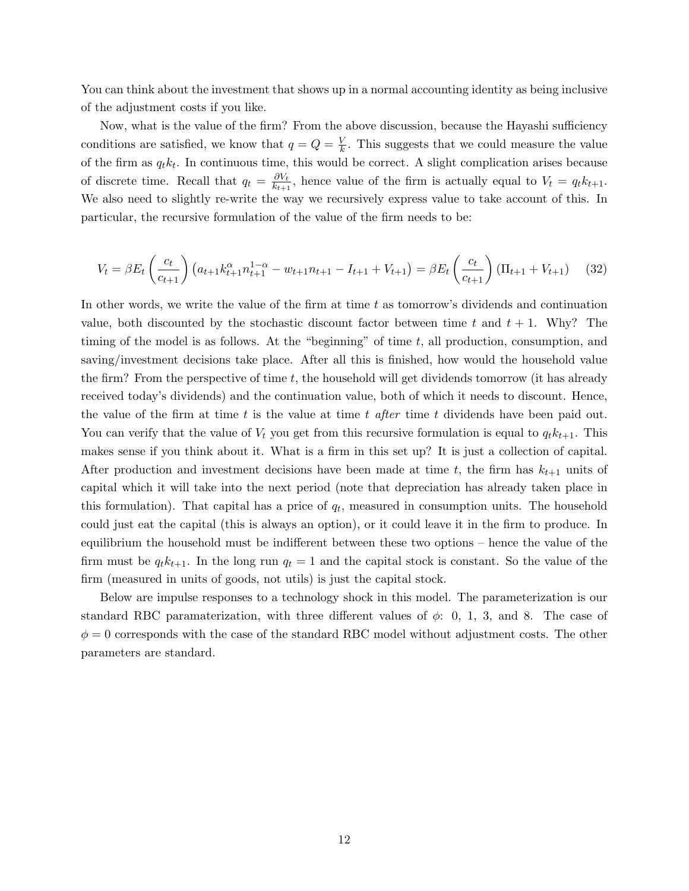You can think about the investment that shows up in a normal accounting identity as being inclusive of the adjustment costs if you like.

Now, what is the value of the firm? From the above discussion, because the Hayashi sufficiency conditions are satisfied, we know that $q = Q = \frac{V}{k}$. This suggests that we could measure the value of the firm as $q_t k_t$. In continuous time, this would be correct. A slight complication arises because of discrete time. Recall that $q_t = \frac{\partial V_t}{k_{t+1}}$, hence value of the firm is actually equal to $V_t = q_t k_{t+1}$. We also need to slightly re-write the way we recursively express value to take account of this. In particular, the recursive formulation of the value of the firm needs to be:

$$V_t = \beta E_t \left( \frac{c_t}{c_{t+1}} \right) \left( a_{t+1} k_{t+1}^{\alpha} n_{t+1}^{1-\alpha} - w_{t+1} n_{t+1} - I_{t+1} + V_{t+1} \right) = \beta E_t \left( \frac{c_t}{c_{t+1}} \right) \left( \Pi_{t+1} + V_{t+1} \right) \tag{32}$$

In other words, we write the value of the firm at time $t$ as tomorrow's dividends and continuation value, both discounted by the stochastic discount factor between time $t$ and $t+1$. Why? The timing of the model is as follows. At the "beginning" of time $t$, all production, consumption, and saving/investment decisions take place. After all this is finished, how would the household value the firm? From the perspective of time $t$, the household will get dividends tomorrow (it has already received today's dividends) and the continuation value, both of which it needs to discount. Hence, the value of the firm at time $t$ is the value at time $t$ *after* time $t$ dividends have been paid out. You can verify that the value of $V_t$ you get from this recursive formulation is equal to $q_t k_{t+1}$. This makes sense if you think about it. What is a firm in this set up? It is just a collection of capital. After production and investment decisions have been made at time $t$, the firm has $k_{t+1}$ units of capital which it will take into the next period (note that depreciation has already taken place in this formulation). That capital has a price of $q_t$, measured in consumption units. The household could just eat the capital (this is always an option), or it could leave it in the firm to produce. In equilibrium the household must be indifferent between these two options – hence the value of the firm must be $q_t k_{t+1}$. In the long run $q_t = 1$ and the capital stock is constant. So the value of the firm (measured in units of goods, not utils) is just the capital stock.

Below are impulse responses to a technology shock in this model. The parameterization is our standard RBC paramaterization, with three different values of $\phi$: 0, 1, 3, and 8. The case of $\phi = 0$ corresponds with the case of the standard RBC model without adjustment costs. The other parameters are standard.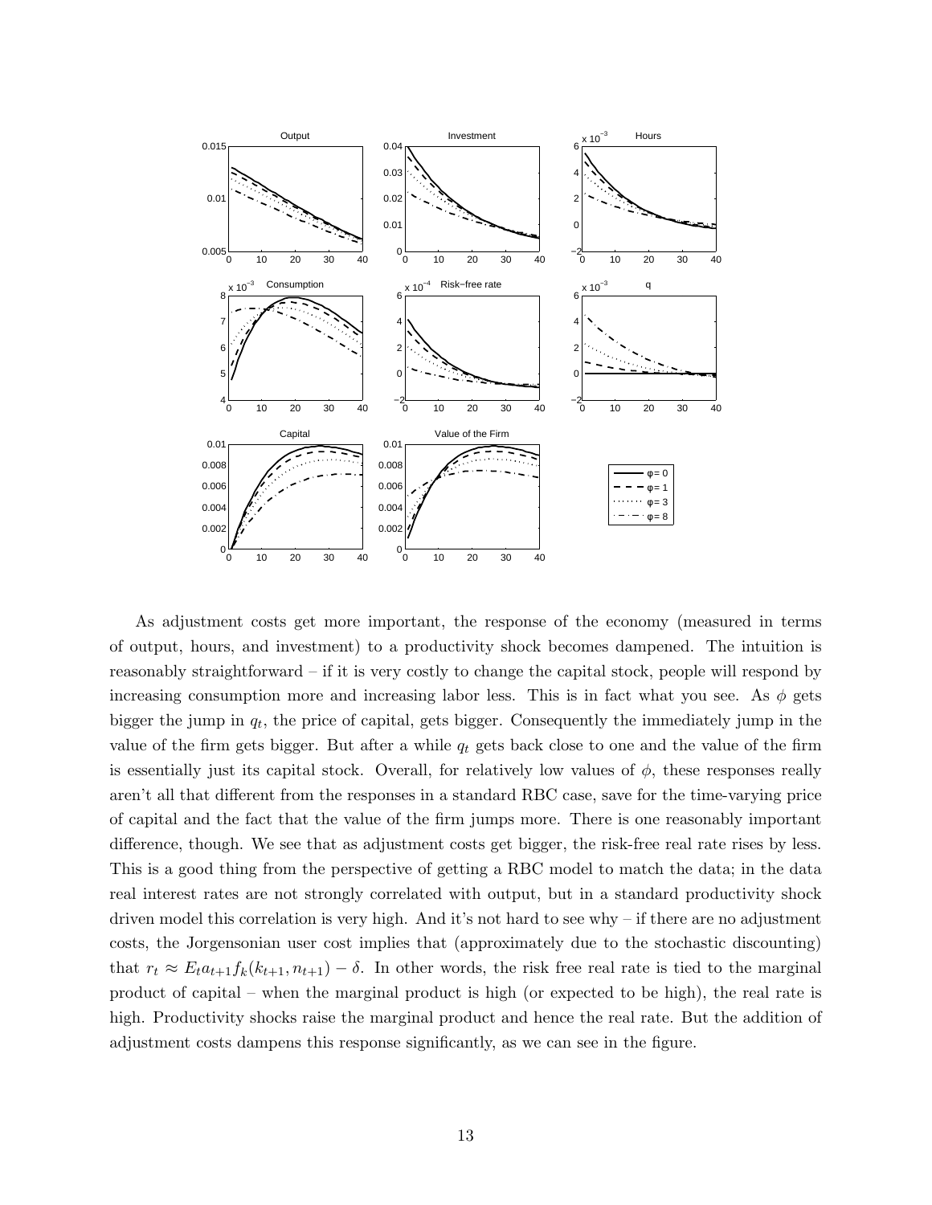As adjustment costs get more important, the response of the economy (measured in terms of output, hours, and investment) to a productivity shock becomes dampened. The intuition is reasonably straightforward – if it is very costly to change the capital stock, people will respond by increasing consumption more and increasing labor less. This is in fact what you see. As $\phi$ gets bigger the jump in $q_t$, the price of capital, gets bigger. Consequently the immediately jump in the value of the firm gets bigger. But after a while $q_t$ gets back close to one and the value of the firm is essentially just its capital stock. Overall, for relatively low values of $\phi$, these responses really aren't all that different from the responses in a standard RBC case, save for the time-varying price of capital and the fact that the value of the firm jumps more. There is one reasonably important difference, though. We see that as adjustment costs get bigger, the risk-free real rate rises by less. This is a good thing from the perspective of getting a RBC model to match the data; in the data real interest rates are not strongly correlated with output, but in a standard productivity shock driven model this correlation is very high. And it's not hard to see why – if there are no adjustment costs, the Jorgensonian user cost implies that (approximately due to the stochastic discounting) that $r_t \approx E_t a_{t+1} f_k(k_{t+1}, n_{t+1}) - \delta$. In other words, the risk free real rate is tied to the marginal product of capital – when the marginal product is high (or expected to be high), the real rate is high. Productivity shocks raise the marginal product and hence the real rate. But the addition of adjustment costs dampens this response significantly, as we can see in the figure.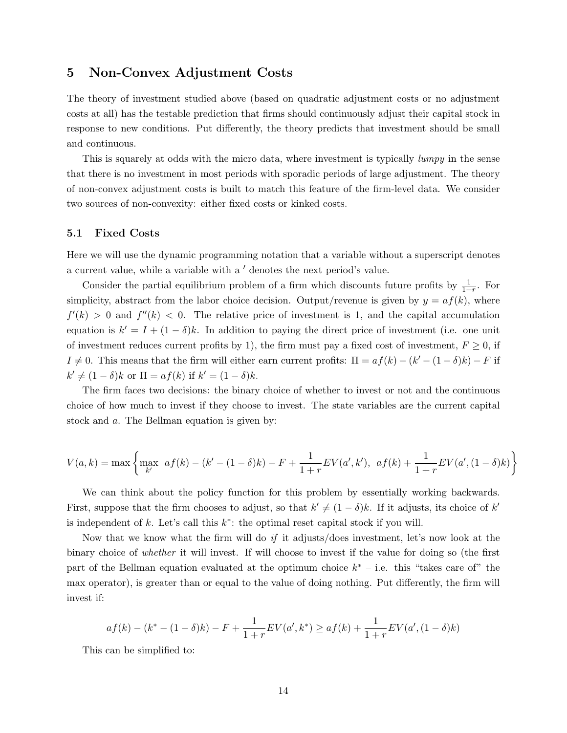## 5 Non-Convex Adjustment Costs

The theory of investment studied above (based on quadratic adjustment costs or no adjustment costs at all) has the testable prediction that firms should continuously adjust their capital stock in response to new conditions. Put differently, the theory predicts that investment should be small and continuous.

This is squarely at odds with the micro data, where investment is typically *lumpy* in the sense that there is no investment in most periods with sporadic periods of large adjustment. The theory of non-convex adjustment costs is built to match this feature of the firm-level data. We consider two sources of non-convexity: either fixed costs or kinked costs.

### 5.1 Fixed Costs

Here we will use the dynamic programming notation that a variable without a superscript denotes a current value, while a variable with a $'$ denotes the next period's value.

Consider the partial equilibrium problem of a firm which discounts future profits by $\frac{1}{1+r}$. For simplicity, abstract from the labor choice decision. Output/revenue is given by $y = af(k)$, where $f'(k) > 0$ and $f''(k) < 0$. The relative price of investment is 1, and the capital accumulation equation is $k' = I + (1-\delta)k$. In addition to paying the direct price of investment (i.e. one unit of investment reduces current profits by 1), the firm must pay a fixed cost of investment, $F \geq 0$, if $I \neq 0$. This means that the firm will either earn current profits: $\Pi = af(k) - (k' - (1-\delta)k) - F$ if $k' \neq (1-\delta)k$ or $\Pi = af(k)$ if $k' = (1-\delta)k$.

The firm faces two decisions: the binary choice of whether to invest or not and the continuous choice of how much to invest if they choose to invest. The state variables are the current capital stock and $a$. The Bellman equation is given by:

$$V(a,k) = \max\left\{\max_{k'} \; af(k) - (k' - (1-\delta)k) - F + \frac{1}{1+r}EV(a',k'), \;\; af(k) + \frac{1}{1+r}EV(a',(1-\delta)k)\right\}$$

We can think about the policy function for this problem by essentially working backwards. First, suppose that the firm chooses to adjust, so that $k' \neq (1-\delta)k$. If it adjusts, its choice of $k'$ is independent of $k$. Let's call this $k^*$: the optimal reset capital stock if you will.

Now that we know what the firm will do *if* it adjusts/does investment, let's now look at the binary choice of *whether* it will invest. If will choose to invest if the value for doing so (the first part of the Bellman equation evaluated at the optimum choice $k^*$ – i.e. this "takes care of" the max operator), is greater than or equal to the value of doing nothing. Put differently, the firm will invest if:

$$af(k) - (k^* - (1-\delta)k) - F + \frac{1}{1+r}EV(a',k^*) \geq af(k) + \frac{1}{1+r}EV(a',(1-\delta)k)$$

This can be simplified to: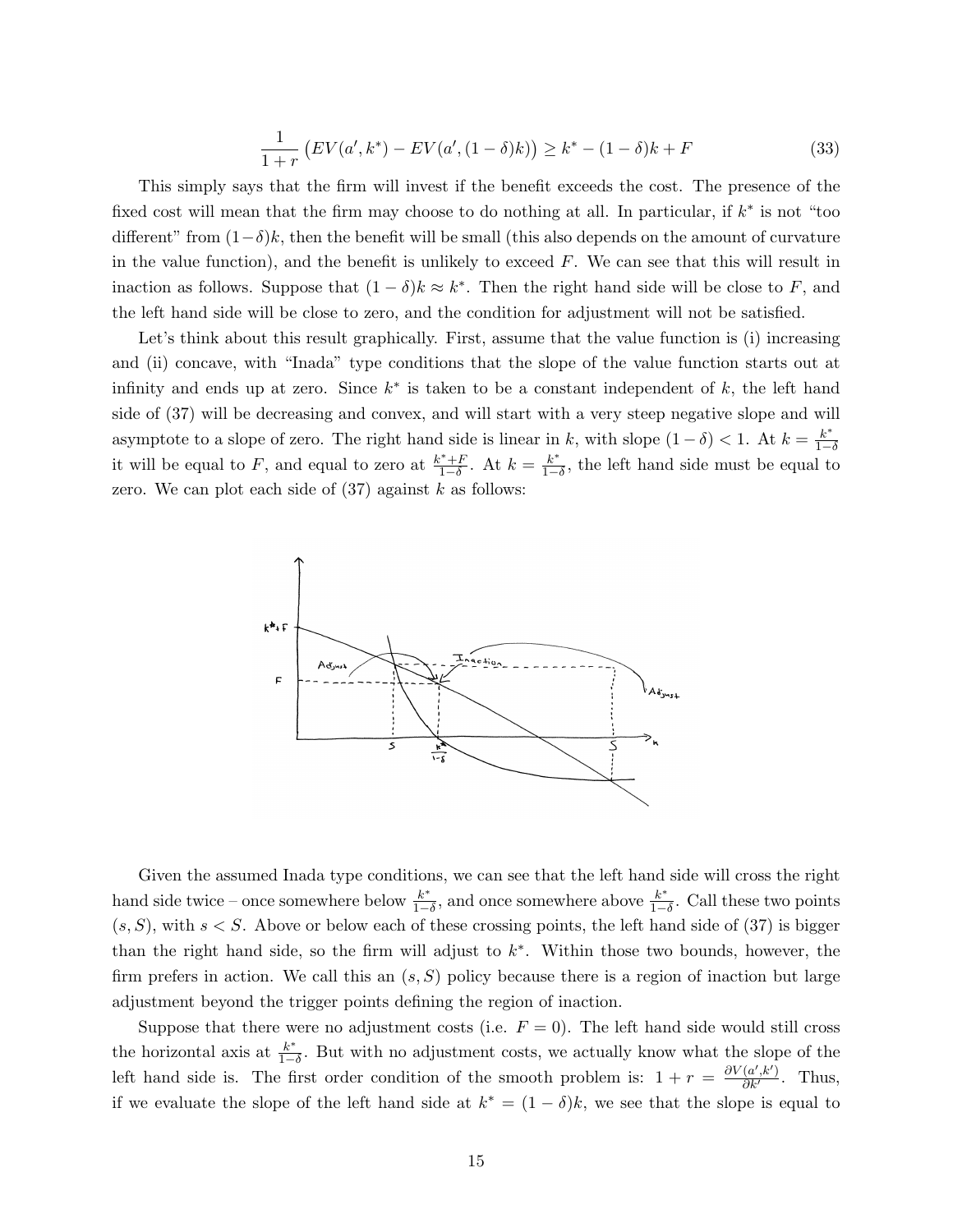$$\frac{1}{1+r}\left(EV(a',k^*) - EV(a',(1-\delta)k)\right) \geq k^* - (1-\delta)k + F \tag{33}$$

This simply says that the firm will invest if the benefit exceeds the cost. The presence of the fixed cost will mean that the firm may choose to do nothing at all. In particular, if $k^*$ is not "too different" from $(1-\delta)k$, then the benefit will be small (this also depends on the amount of curvature in the value function), and the benefit is unlikely to exceed $F$. We can see that this will result in inaction as follows. Suppose that $(1-\delta)k \approx k^*$. Then the right hand side will be close to $F$, and the left hand side will be close to zero, and the condition for adjustment will not be satisfied.

Let's think about this result graphically. First, assume that the value function is (i) increasing and (ii) concave, with "Inada" type conditions that the slope of the value function starts out at infinity and ends up at zero. Since $k^*$ is taken to be a constant independent of $k$, the left hand side of (37) will be decreasing and convex, and will start with a very steep negative slope and will asymptote to a slope of zero. The right hand side is linear in $k$, with slope $(1-\delta) < 1$. At $k = \frac{k^*}{1-\delta}$ it will be equal to $F$, and equal to zero at $\frac{k^*+F}{1-\delta}$. At $k = \frac{k^*}{1-\delta}$, the left hand side must be equal to zero. We can plot each side of (37) against $k$ as follows:

Given the assumed Inada type conditions, we can see that the left hand side will cross the right hand side twice – once somewhere below $\frac{k^*}{1-\delta}$, and once somewhere above $\frac{k^*}{1-\delta}$. Call these two points $(s, S)$, with $s < S$. Above or below each of these crossing points, the left hand side of (37) is bigger than the right hand side, so the firm will adjust to $k^*$. Within those two bounds, however, the firm prefers in action. We call this an $(s, S)$ policy because there is a region of inaction but large adjustment beyond the trigger points defining the region of inaction.

Suppose that there were no adjustment costs (i.e. $F = 0$). The left hand side would still cross the horizontal axis at $\frac{k^*}{1-\delta}$. But with no adjustment costs, we actually know what the slope of the left hand side is. The first order condition of the smooth problem is: $1 + r = \frac{\partial V(a',k')}{\partial k'}$. Thus, if we evaluate the slope of the left hand side at $k^* = (1-\delta)k$, we see that the slope is equal to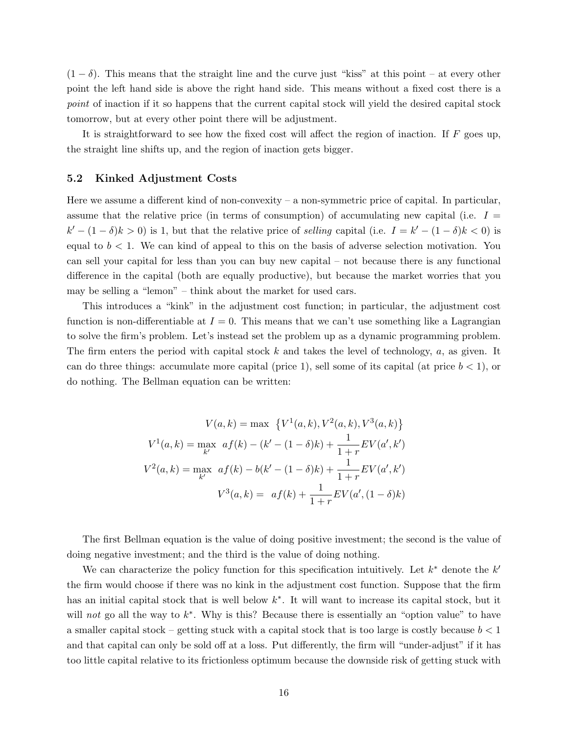$(1-\delta)$. This means that the straight line and the curve just "kiss" at this point – at every other point the left hand side is above the right hand side. This means without a fixed cost there is a *point* of inaction if it so happens that the current capital stock will yield the desired capital stock tomorrow, but at every other point there will be adjustment.

It is straightforward to see how the fixed cost will affect the region of inaction. If $F$ goes up, the straight line shifts up, and the region of inaction gets bigger.

### 5.2 Kinked Adjustment Costs

Here we assume a different kind of non-convexity – a non-symmetric price of capital. In particular, assume that the relative price (in terms of consumption) of accumulating new capital (i.e. $I = k' - (1-\delta)k > 0$) is 1, but that the relative price of *selling* capital (i.e. $I = k' - (1-\delta)k < 0$) is equal to $b < 1$. We can kind of appeal to this on the basis of adverse selection motivation. You can sell your capital for less than you can buy new capital – not because there is any functional difference in the capital (both are equally productive), but because the market worries that you may be selling a "lemon" – think about the market for used cars.

This introduces a "kink" in the adjustment cost function; in particular, the adjustment cost function is non-differentiable at $I = 0$. This means that we can't use something like a Lagrangian to solve the firm's problem. Let's instead set the problem up as a dynamic programming problem. The firm enters the period with capital stock $k$ and takes the level of technology, $a$, as given. It can do three things: accumulate more capital (price 1), sell some of its capital (at price $b < 1$), or do nothing. The Bellman equation can be written:

$$
\begin{aligned}
V(a,k) &= \max \ \left\{ V^1(a,k), V^2(a,k), V^3(a,k) \right\} \\
V^1(a,k) &= \max_{k'} \ af(k) - (k' - (1-\delta)k) + \frac{1}{1+r} EV(a', k') \\
V^2(a,k) &= \max_{k'} \ af(k) - b(k' - (1-\delta)k) + \frac{1}{1+r} EV(a', k') \\
V^3(a,k) &= \ af(k) + \frac{1}{1+r} EV(a', (1-\delta)k)
\end{aligned}
$$

The first Bellman equation is the value of doing positive investment; the second is the value of doing negative investment; and the third is the value of doing nothing.

We can characterize the policy function for this specification intuitively. Let $k^*$ denote the $k'$ the firm would choose if there was no kink in the adjustment cost function. Suppose that the firm has an initial capital stock that is well below $k^*$. It will want to increase its capital stock, but it will *not* go all the way to $k^*$. Why is this? Because there is essentially an "option value" to have a smaller capital stock – getting stuck with a capital stock that is too large is costly because $b < 1$ and that capital can only be sold off at a loss. Put differently, the firm will "under-adjust" if it has too little capital relative to its frictionless optimum because the downside risk of getting stuck with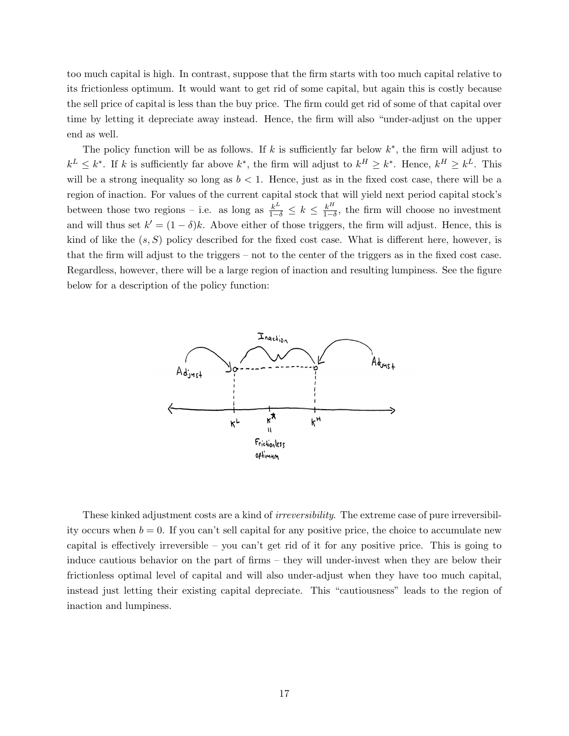too much capital is high. In contrast, suppose that the firm starts with too much capital relative to its frictionless optimum. It would want to get rid of some capital, but again this is costly because the sell price of capital is less than the buy price. The firm could get rid of some of that capital over time by letting it depreciate away instead. Hence, the firm will also "under-adjust on the upper end as well.

The policy function will be as follows. If $k$ is sufficiently far below $k^*$, the firm will adjust to $k^L \leq k^*$. If $k$ is sufficiently far above $k^*$, the firm will adjust to $k^H \geq k^*$. Hence, $k^H \geq k^L$. This will be a strong inequality so long as $b < 1$. Hence, just as in the fixed cost case, there will be a region of inaction. For values of the current capital stock that will yield next period capital stock's between those two regions – i.e. as long as $\frac{k^L}{1-\delta} \leq k \leq \frac{k^H}{1-\delta}$, the firm will choose no investment and will thus set $k' = (1-\delta)k$. Above either of those triggers, the firm will adjust. Hence, this is kind of like the $(s, S)$ policy described for the fixed cost case. What is different here, however, is that the firm will adjust to the triggers – not to the center of the triggers as in the fixed cost case. Regardless, however, there will be a large region of inaction and resulting lumpiness. See the figure below for a description of the policy function:

These kinked adjustment costs are a kind of *irreversibility*. The extreme case of pure irreversibility occurs when $b = 0$. If you can't sell capital for any positive price, the choice to accumulate new capital is effectively irreversible – you can't get rid of it for any positive price. This is going to induce cautious behavior on the part of firms – they will under-invest when they are below their frictionless optimal level of capital and will also under-adjust when they have too much capital, instead just letting their existing capital depreciate. This "cautiousness" leads to the region of inaction and lumpiness.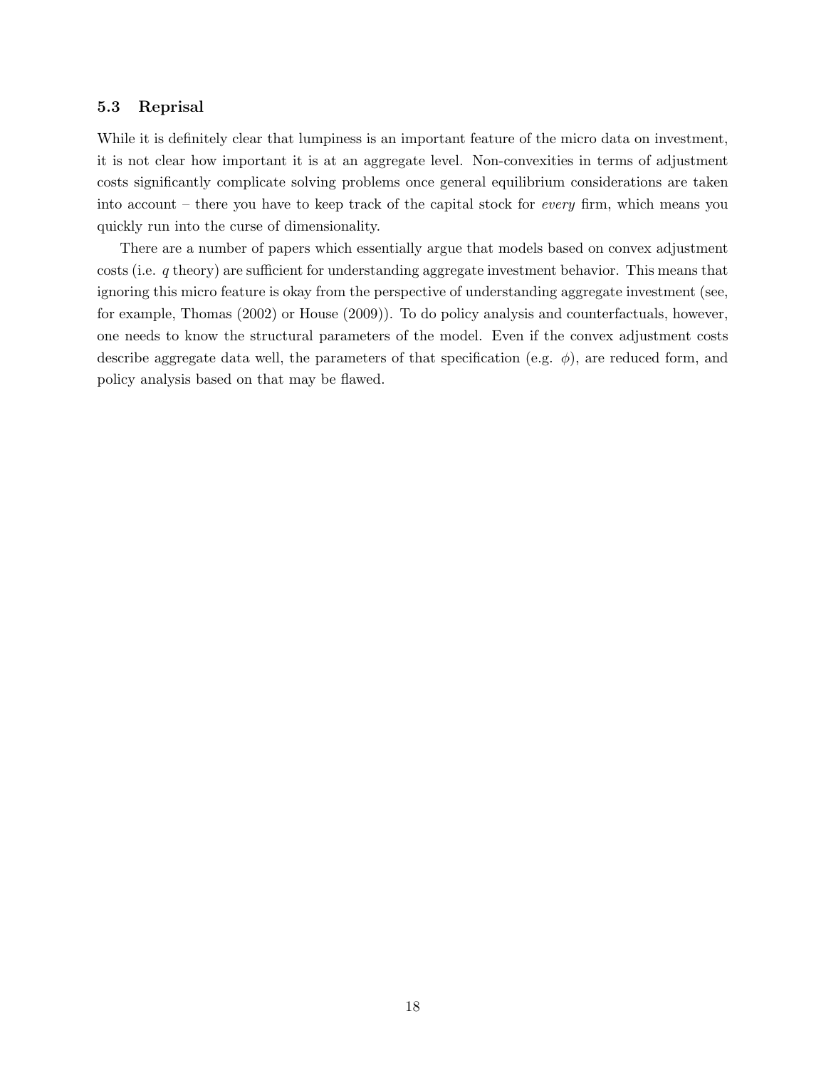### 5.3 Reprisal

While it is definitely clear that lumpiness is an important feature of the micro data on investment, it is not clear how important it is at an aggregate level. Non-convexities in terms of adjustment costs significantly complicate solving problems once general equilibrium considerations are taken into account – there you have to keep track of the capital stock for *every* firm, which means you quickly run into the curse of dimensionality.

There are a number of papers which essentially argue that models based on convex adjustment costs (i.e. $q$ theory) are sufficient for understanding aggregate investment behavior. This means that ignoring this micro feature is okay from the perspective of understanding aggregate investment (see, for example, Thomas (2002) or House (2009)). To do policy analysis and counterfactuals, however, one needs to know the structural parameters of the model. Even if the convex adjustment costs describe aggregate data well, the parameters of that specification (e.g. $\phi$), are reduced form, and policy analysis based on that may be flawed.